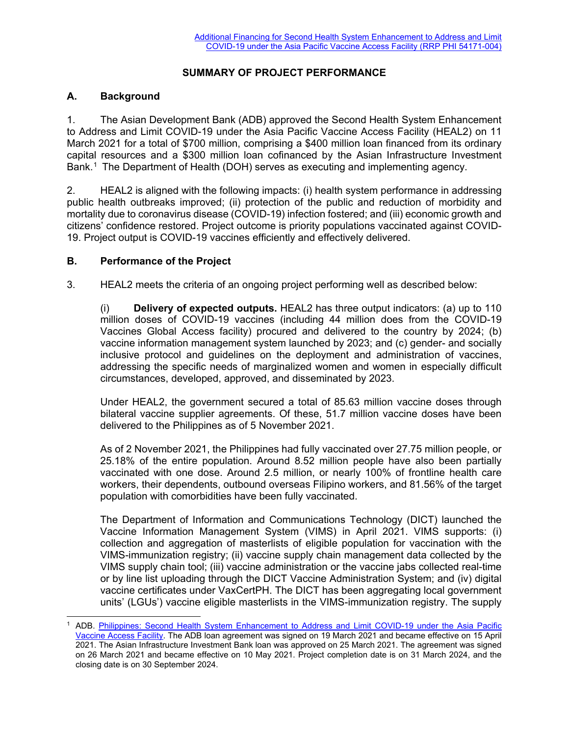Additional Financing for Second Health System Enhancement to Address and Limit COVID-19 under the Asia Pacific Vaccine Access Facility (RRP PHI 54171-004)

# SUMMARY OF PROJECT PERFORMANCE

## A. Background

1. The Asian Development Bank (ADB) approved the Second Health System Enhancement to Address and Limit COVID-19 under the Asia Pacific Vaccine Access Facility (HEAL2) on 11 March 2021 for a total of $700 million, comprising a $400 million loan financed from its ordinary capital resources and a $300 million loan cofinanced by the Asian Infrastructure Investment Bank.[1] The Department of Health (DOH) serves as executing and implementing agency.

2. HEAL2 is aligned with the following impacts: (i) health system performance in addressing public health outbreaks improved; (ii) protection of the public and reduction of morbidity and mortality due to coronavirus disease (COVID-19) infection fostered; and (iii) economic growth and citizens' confidence restored. Project outcome is priority populations vaccinated against COVID-19. Project output is COVID-19 vaccines efficiently and effectively delivered.

## B. Performance of the Project

3. HEAL2 meets the criteria of an ongoing project performing well as described below:

(i) **Delivery of expected outputs.** HEAL2 has three output indicators: (a) up to 110 million doses of COVID-19 vaccines (including 44 million does from the COVID-19 Vaccines Global Access facility) procured and delivered to the country by 2024; (b) vaccine information management system launched by 2023; and (c) gender- and socially inclusive protocol and guidelines on the deployment and administration of vaccines, addressing the specific needs of marginalized women and women in especially difficult circumstances, developed, approved, and disseminated by 2023.

Under HEAL2, the government secured a total of 85.63 million vaccine doses through bilateral vaccine supplier agreements. Of these, 51.7 million vaccine doses have been delivered to the Philippines as of 5 November 2021.

As of 2 November 2021, the Philippines had fully vaccinated over 27.75 million people, or 25.18% of the entire population. Around 8.52 million people have also been partially vaccinated with one dose. Around 2.5 million, or nearly 100% of frontline health care workers, their dependents, outbound overseas Filipino workers, and 81.56% of the target population with comorbidities have been fully vaccinated.

The Department of Information and Communications Technology (DICT) launched the Vaccine Information Management System (VIMS) in April 2021. VIMS supports: (i) collection and aggregation of masterlists of eligible population for vaccination with the VIMS-immunization registry; (ii) vaccine supply chain management data collected by the VIMS supply chain tool; (iii) vaccine administration or the vaccine jabs collected real-time or by line list uploading through the DICT Vaccine Administration System; and (iv) digital vaccine certificates under VaxCertPH. The DICT has been aggregating local government units' (LGUs') vaccine eligible masterlists in the VIMS-immunization registry. The supply

[1] ADB. Philippines: Second Health System Enhancement to Address and Limit COVID-19 under the Asia Pacific Vaccine Access Facility. The ADB loan agreement was signed on 19 March 2021 and became effective on 15 April 2021. The Asian Infrastructure Investment Bank loan was approved on 25 March 2021. The agreement was signed on 26 March 2021 and became effective on 10 May 2021. Project completion date is on 31 March 2024, and the closing date is on 30 September 2024.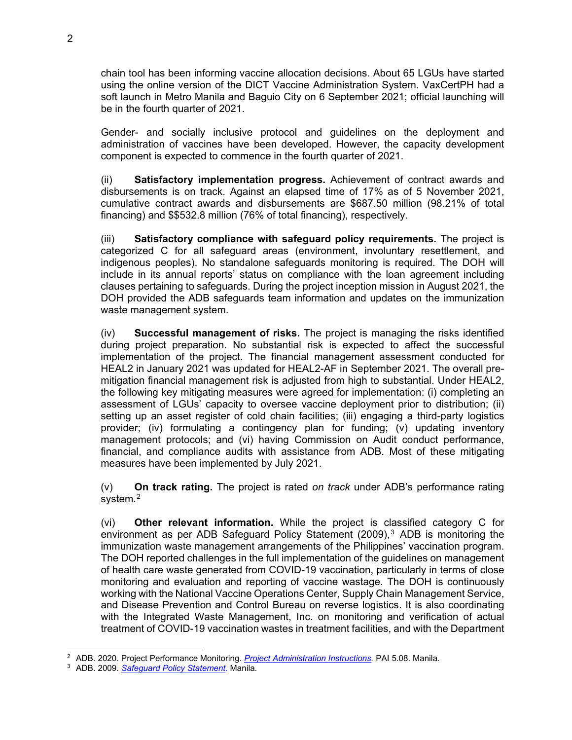chain tool has been informing vaccine allocation decisions. About 65 LGUs have started using the online version of the DICT Vaccine Administration System. VaxCertPH had a soft launch in Metro Manila and Baguio City on 6 September 2021; official launching will be in the fourth quarter of 2021.

Gender- and socially inclusive protocol and guidelines on the deployment and administration of vaccines have been developed. However, the capacity development component is expected to commence in the fourth quarter of 2021.

(ii) **Satisfactory implementation progress.** Achievement of contract awards and disbursements is on track. Against an elapsed time of 17% as of 5 November 2021, cumulative contract awards and disbursements are $687.50 million (98.21% of total financing) and $$532.8 million (76% of total financing), respectively.

(iii) **Satisfactory compliance with safeguard policy requirements.** The project is categorized C for all safeguard areas (environment, involuntary resettlement, and indigenous peoples). No standalone safeguards monitoring is required. The DOH will include in its annual reports' status on compliance with the loan agreement including clauses pertaining to safeguards. During the project inception mission in August 2021, the DOH provided the ADB safeguards team information and updates on the immunization waste management system.

(iv) **Successful management of risks.** The project is managing the risks identified during project preparation. No substantial risk is expected to affect the successful implementation of the project. The financial management assessment conducted for HEAL2 in January 2021 was updated for HEAL2-AF in September 2021. The overall pre-mitigation financial management risk is adjusted from high to substantial. Under HEAL2, the following key mitigating measures were agreed for implementation: (i) completing an assessment of LGUs' capacity to oversee vaccine deployment prior to distribution; (ii) setting up an asset register of cold chain facilities; (iii) engaging a third-party logistics provider; (iv) formulating a contingency plan for funding; (v) updating inventory management protocols; and (vi) having Commission on Audit conduct performance, financial, and compliance audits with assistance from ADB. Most of these mitigating measures have been implemented by July 2021.

(v) **On track rating.** The project is rated *on track* under ADB's performance rating system.[2]

(vi) **Other relevant information.** While the project is classified category C for environment as per ADB Safeguard Policy Statement (2009),[3] ADB is monitoring the immunization waste management arrangements of the Philippines' vaccination program. The DOH reported challenges in the full implementation of the guidelines on management of health care waste generated from COVID-19 vaccination, particularly in terms of close monitoring and evaluation and reporting of vaccine wastage. The DOH is continuously working with the National Vaccine Operations Center, Supply Chain Management Service, and Disease Prevention and Control Bureau on reverse logistics. It is also coordinating with the Integrated Waste Management, Inc. on monitoring and verification of actual treatment of COVID-19 vaccination wastes in treatment facilities, and with the Department

---

[2] ADB. 2020. Project Performance Monitoring. *Project Administration Instructions.* PAI 5.08. Manila.

[3] ADB. 2009. *Safeguard Policy Statement.* Manila.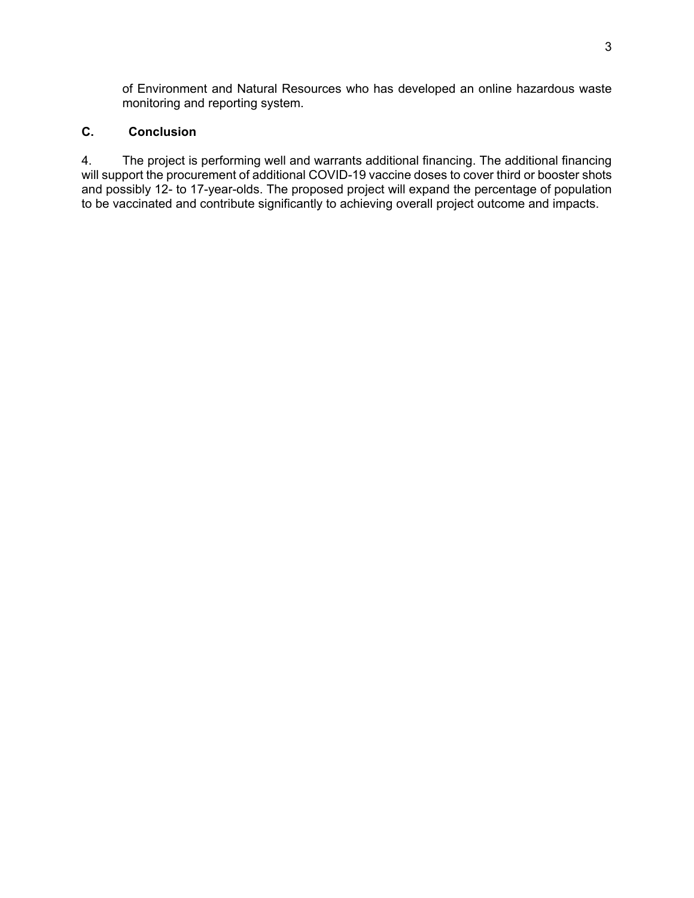of Environment and Natural Resources who has developed an online hazardous waste monitoring and reporting system.

## C. Conclusion

4. The project is performing well and warrants additional financing. The additional financing will support the procurement of additional COVID-19 vaccine doses to cover third or booster shots and possibly 12- to 17-year-olds. The proposed project will expand the percentage of population to be vaccinated and contribute significantly to achieving overall project outcome and impacts.